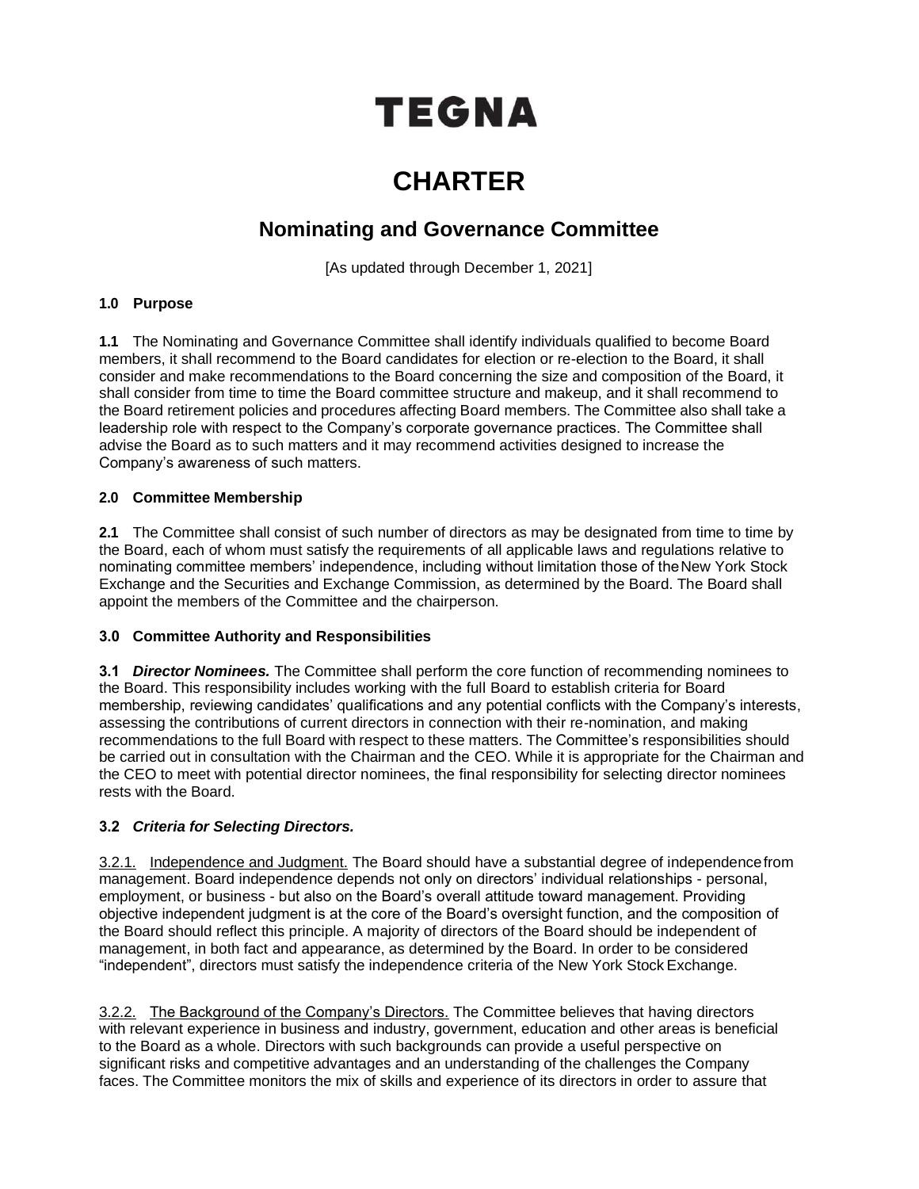# TEGNA

# CHARTER

## Nominating and Governance Committee

[As updated through December 1, 2021]

### 1.0 Purpose

**1.1** The Nominating and Governance Committee shall identify individuals qualified to become Board members, it shall recommend to the Board candidates for election or re-election to the Board, it shall consider and make recommendations to the Board concerning the size and composition of the Board, it shall consider from time to time the Board committee structure and makeup, and it shall recommend to the Board retirement policies and procedures affecting Board members. The Committee also shall take a leadership role with respect to the Company's corporate governance practices. The Committee shall advise the Board as to such matters and it may recommend activities designed to increase the Company's awareness of such matters.

### 2.0 Committee Membership

**2.1** The Committee shall consist of such number of directors as may be designated from time to time by the Board, each of whom must satisfy the requirements of all applicable laws and regulations relative to nominating committee members' independence, including without limitation those of the New York Stock Exchange and the Securities and Exchange Commission, as determined by the Board. The Board shall appoint the members of the Committee and the chairperson.

### 3.0 Committee Authority and Responsibilities

**3.1** ***Director Nominees.*** The Committee shall perform the core function of recommending nominees to the Board. This responsibility includes working with the full Board to establish criteria for Board membership, reviewing candidates' qualifications and any potential conflicts with the Company's interests, assessing the contributions of current directors in connection with their re-nomination, and making recommendations to the full Board with respect to these matters. The Committee's responsibilities should be carried out in consultation with the Chairman and the CEO. While it is appropriate for the Chairman and the CEO to meet with potential director nominees, the final responsibility for selecting director nominees rests with the Board.

**3.2** ***Criteria for Selecting Directors.***

3.2.1. Independence and Judgment. The Board should have a substantial degree of independence from management. Board independence depends not only on directors' individual relationships - personal, employment, or business - but also on the Board's overall attitude toward management. Providing objective independent judgment is at the core of the Board's oversight function, and the composition of the Board should reflect this principle. A majority of directors of the Board should be independent of management, in both fact and appearance, as determined by the Board. In order to be considered "independent", directors must satisfy the independence criteria of the New York Stock Exchange.

3.2.2. The Background of the Company's Directors. The Committee believes that having directors with relevant experience in business and industry, government, education and other areas is beneficial to the Board as a whole. Directors with such backgrounds can provide a useful perspective on significant risks and competitive advantages and an understanding of the challenges the Company faces. The Committee monitors the mix of skills and experience of its directors in order to assure that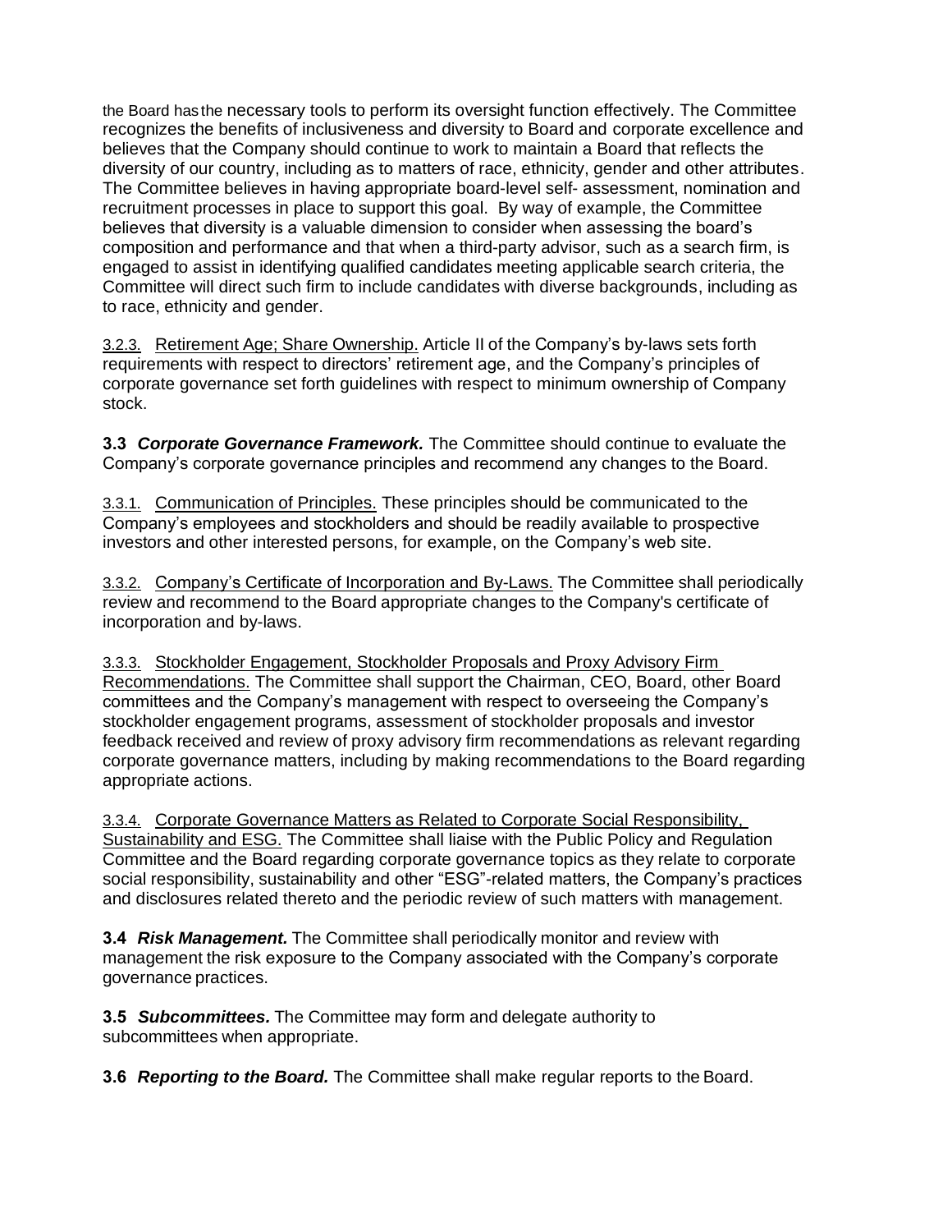the Board has the necessary tools to perform its oversight function effectively. The Committee recognizes the benefits of inclusiveness and diversity to Board and corporate excellence and believes that the Company should continue to work to maintain a Board that reflects the diversity of our country, including as to matters of race, ethnicity, gender and other attributes. The Committee believes in having appropriate board-level self- assessment, nomination and recruitment processes in place to support this goal. By way of example, the Committee believes that diversity is a valuable dimension to consider when assessing the board's composition and performance and that when a third-party advisor, such as a search firm, is engaged to assist in identifying qualified candidates meeting applicable search criteria, the Committee will direct such firm to include candidates with diverse backgrounds, including as to race, ethnicity and gender.

3.2.3. Retirement Age; Share Ownership. Article II of the Company's by-laws sets forth requirements with respect to directors' retirement age, and the Company's principles of corporate governance set forth guidelines with respect to minimum ownership of Company stock.

**3.3** ***Corporate Governance Framework.*** The Committee should continue to evaluate the Company's corporate governance principles and recommend any changes to the Board.

3.3.1. Communication of Principles. These principles should be communicated to the Company's employees and stockholders and should be readily available to prospective investors and other interested persons, for example, on the Company's web site.

3.3.2. Company's Certificate of Incorporation and By-Laws. The Committee shall periodically review and recommend to the Board appropriate changes to the Company's certificate of incorporation and by-laws.

3.3.3. Stockholder Engagement, Stockholder Proposals and Proxy Advisory Firm Recommendations. The Committee shall support the Chairman, CEO, Board, other Board committees and the Company's management with respect to overseeing the Company's stockholder engagement programs, assessment of stockholder proposals and investor feedback received and review of proxy advisory firm recommendations as relevant regarding corporate governance matters, including by making recommendations to the Board regarding appropriate actions.

3.3.4. Corporate Governance Matters as Related to Corporate Social Responsibility, Sustainability and ESG. The Committee shall liaise with the Public Policy and Regulation Committee and the Board regarding corporate governance topics as they relate to corporate social responsibility, sustainability and other "ESG"-related matters, the Company's practices and disclosures related thereto and the periodic review of such matters with management.

**3.4** ***Risk Management.*** The Committee shall periodically monitor and review with management the risk exposure to the Company associated with the Company's corporate governance practices.

**3.5** ***Subcommittees.*** The Committee may form and delegate authority to subcommittees when appropriate.

**3.6** ***Reporting to the Board.*** The Committee shall make regular reports to the Board.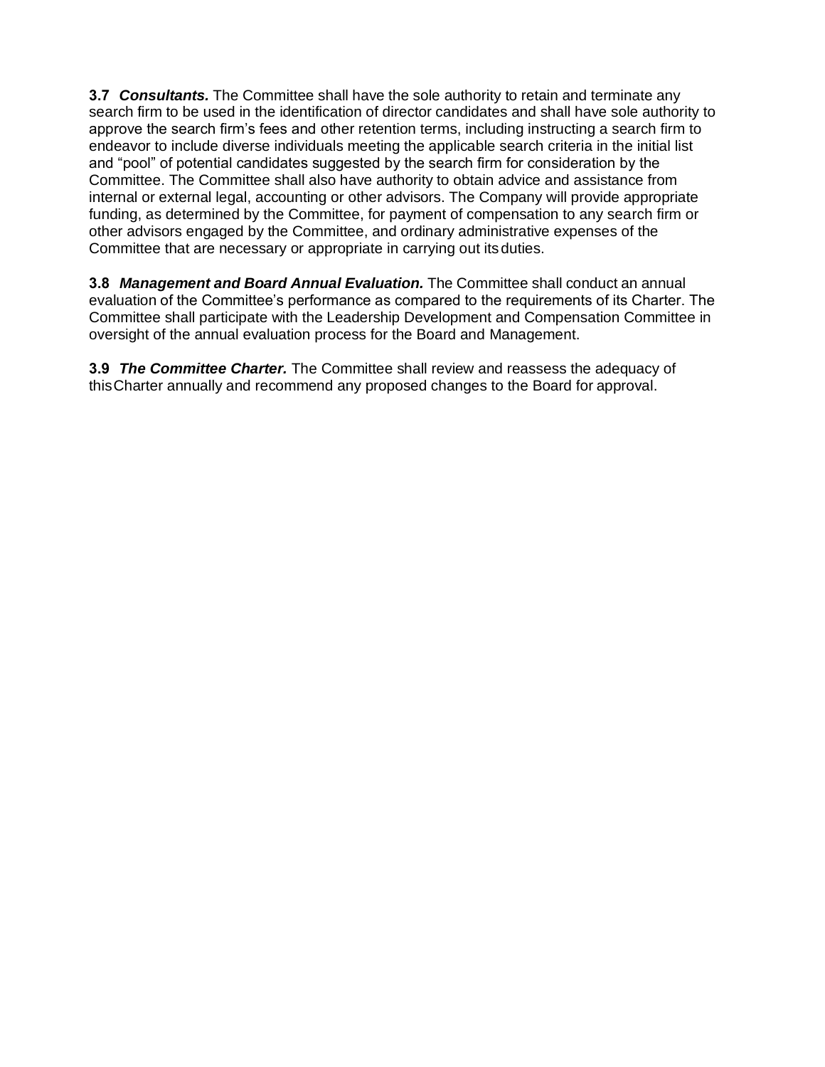**3.7** ***Consultants.*** The Committee shall have the sole authority to retain and terminate any search firm to be used in the identification of director candidates and shall have sole authority to approve the search firm's fees and other retention terms, including instructing a search firm to endeavor to include diverse individuals meeting the applicable search criteria in the initial list and "pool" of potential candidates suggested by the search firm for consideration by the Committee. The Committee shall also have authority to obtain advice and assistance from internal or external legal, accounting or other advisors. The Company will provide appropriate funding, as determined by the Committee, for payment of compensation to any search firm or other advisors engaged by the Committee, and ordinary administrative expenses of the Committee that are necessary or appropriate in carrying out its duties.

**3.8** ***Management and Board Annual Evaluation.*** The Committee shall conduct an annual evaluation of the Committee's performance as compared to the requirements of its Charter. The Committee shall participate with the Leadership Development and Compensation Committee in oversight of the annual evaluation process for the Board and Management.

**3.9** ***The Committee Charter.*** The Committee shall review and reassess the adequacy of this Charter annually and recommend any proposed changes to the Board for approval.